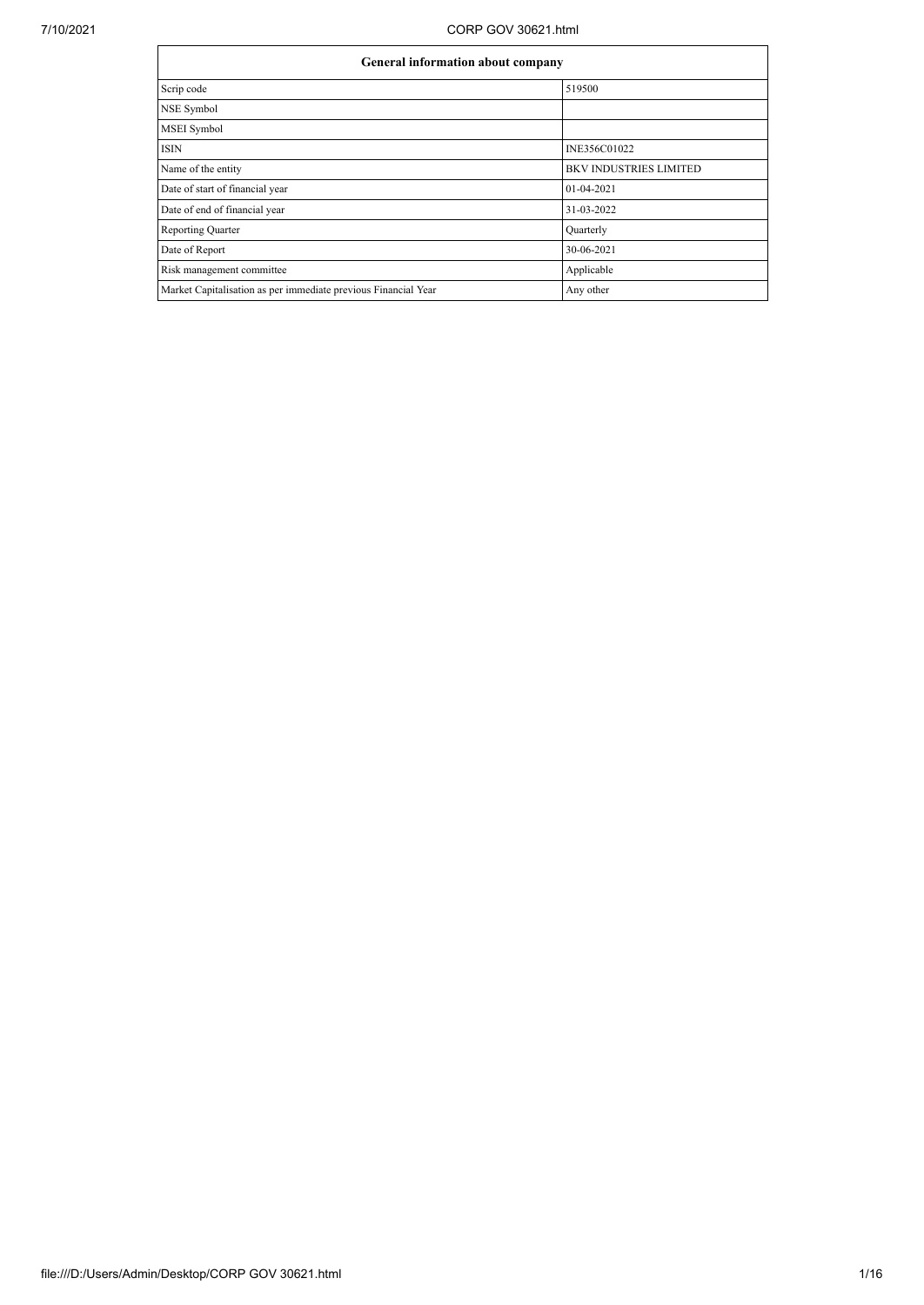| General information about company | |
|---|---|
| Scrip code | 519500 |
| NSE Symbol | |
| MSEI Symbol | |
| ISIN | INE356C01022 |
| Name of the entity | BKV INDUSTRIES LIMITED |
| Date of start of financial year | 01-04-2021 |
| Date of end of financial year | 31-03-2022 |
| Reporting Quarter | Quarterly |
| Date of Report | 30-06-2021 |
| Risk management committee | Applicable |
| Market Capitalisation as per immediate previous Financial Year | Any other |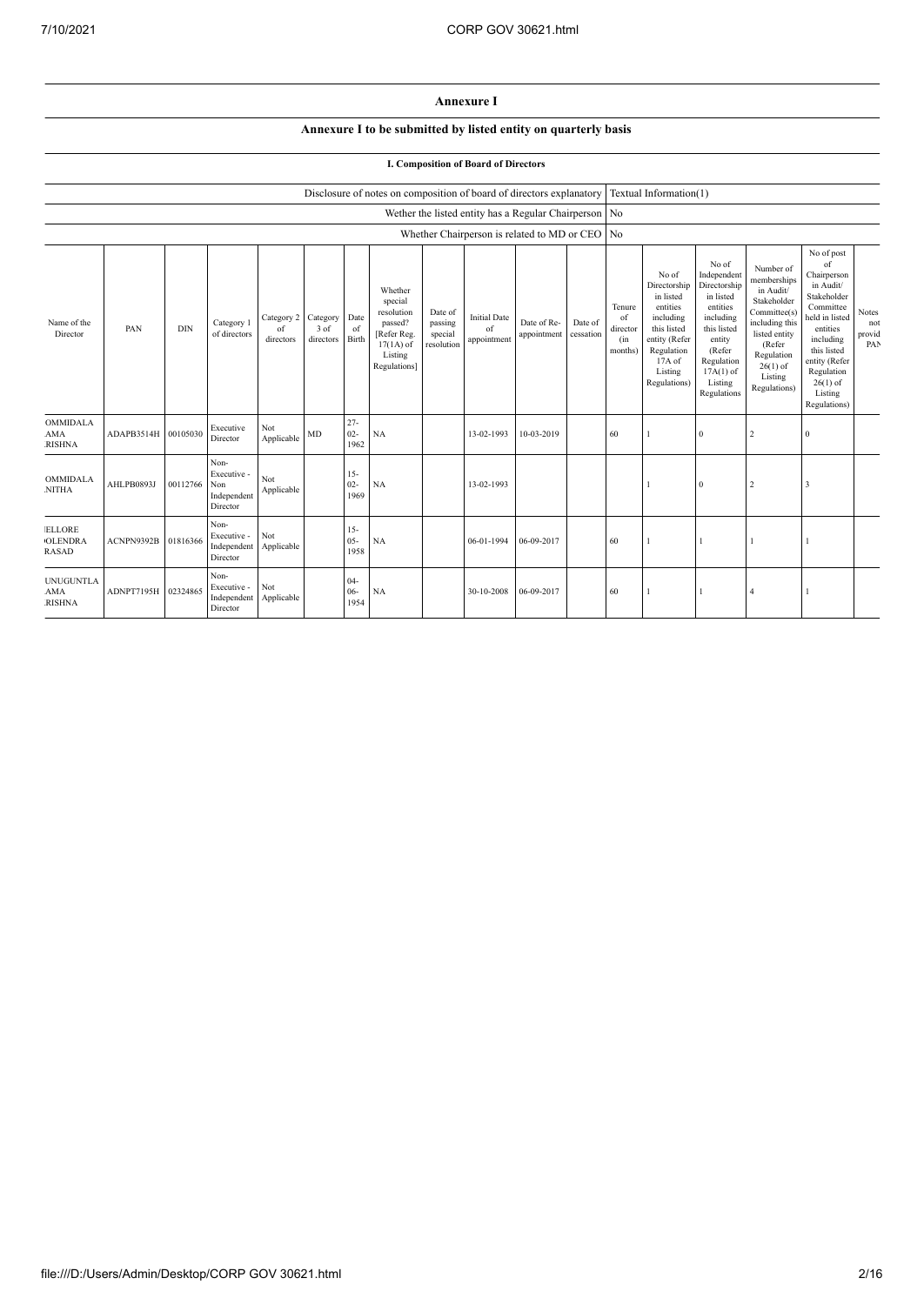## Annexure I

### Annexure I to be submitted by listed entity on quarterly basis

#### I. Composition of Board of Directors

| Disclosure of notes on composition of board of directors explanatory | Textual Information(1) |
|---|---|
| Wether the listed entity has a Regular Chairperson | No |
| Whether Chairperson is related to MD or CEO | No |

| Name of the Director | PAN | DIN | Category 1 of directors | Category 2 of directors | Category 3 of directors | Date of Birth | Whether special resolution passed? [Refer Reg. 17(1A) of Listing Regulations] | Date of passing special resolution | Initial Date of appointment | Date of Re-appointment | Date of cessation | Tenure of director (in months) | No of Directorship in listed entities including this listed entity (Refer Regulation 17A of Listing Regulations) | No of Independent Directorship in listed entities including this listed entity (Refer Regulation 17A(1) of Listing Regulations | Number of memberships in Audit/ Stakeholder Committee(s) including this listed entity (Refer Regulation 26(1) of Listing Regulations) | No of post of Chairperson in Audit/ Stakeholder Committee held in listed entities including this listed entity (Refer Regulation 26(1) of Listing Regulations) | Notes not provid PAN |
|---|---|---|---|---|---|---|---|---|---|---|---|---|---|---|---|---|---|
| OMMIDALA AMA RISHNA | ADAPB3514H | 00105030 | Executive Director | Not Applicable | MD | 27-02-1962 | NA | | 13-02-1993 | 10-03-2019 | | 60 | 1 | 0 | 2 | 0 | |
| OMMIDALA NITHA | AHLPB0893J | 00112766 | Non-Executive - Non Independent Director | Not Applicable | | 15-02-1969 | NA | | 13-02-1993 | | | | 1 | 0 | 2 | 3 | |
| ELLORE OLENDRA RASAD | ACNPN9392B | 01816366 | Non-Executive - Independent Director | Not Applicable | | 15-05-1958 | NA | | 06-01-1994 | 06-09-2017 | | 60 | 1 | 1 | 1 | 1 | |
| UNUGUNTLA AMA RISHNA | ADNPT7195H | 02324865 | Non-Executive - Independent Director | Not Applicable | | 04-06-1954 | NA | | 30-10-2008 | 06-09-2017 | | 60 | 1 | 1 | 4 | 1 | |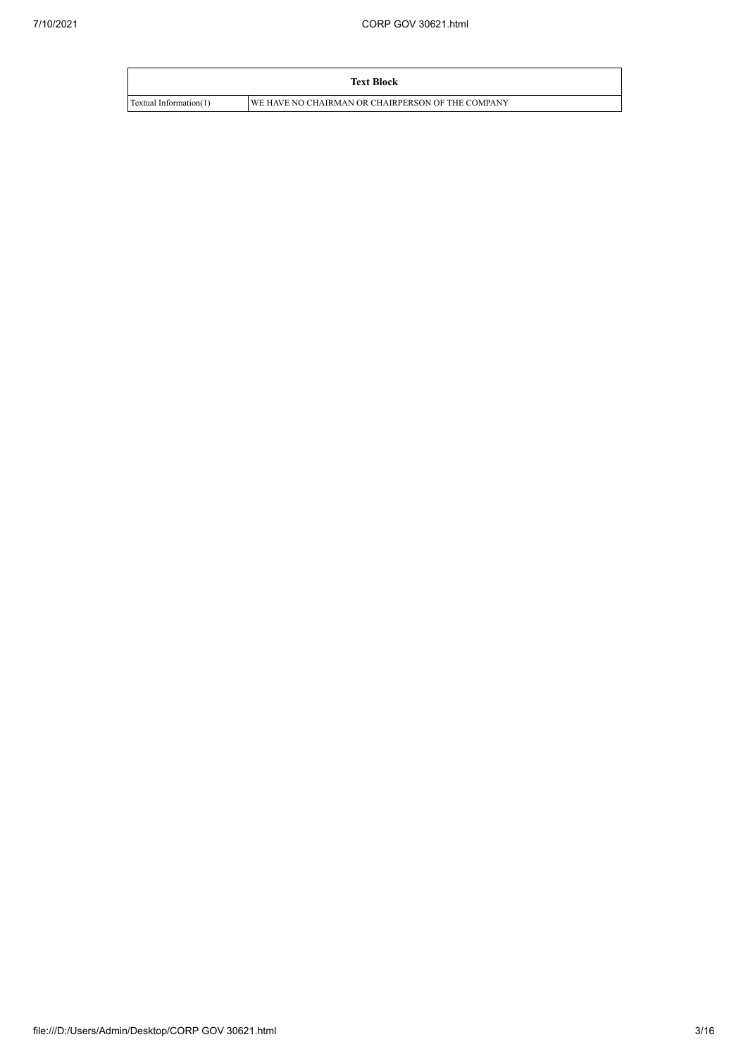| Text Block | |
|---|---|
| Textual Information(1) | WE HAVE NO CHAIRMAN OR CHAIRPERSON OF THE COMPANY |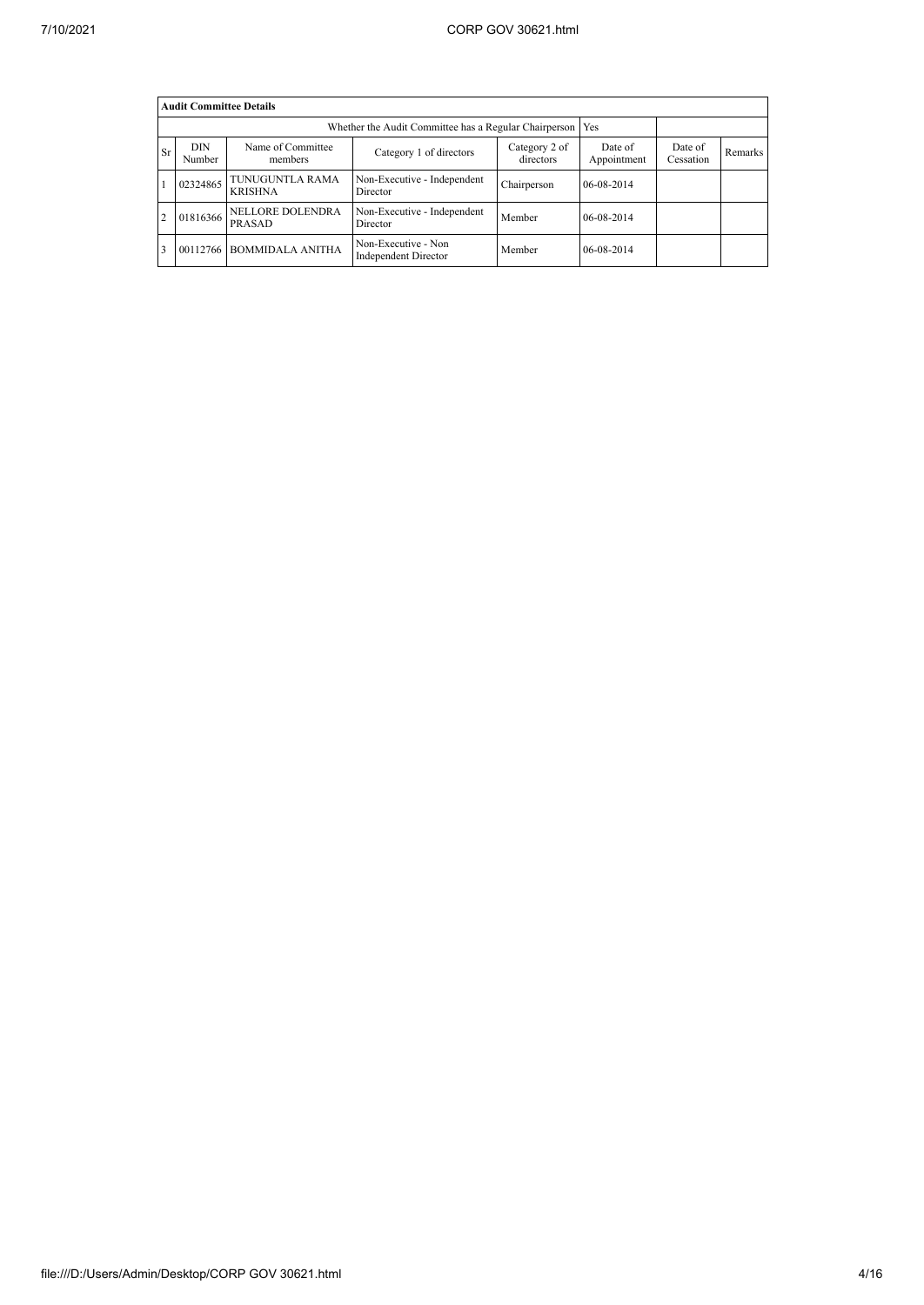| Audit Committee Details | | | | | | | |
|---|---|---|---|---|---|---|---|
| Whether the Audit Committee has a Regular Chairperson | | | | | Yes | | |
| Sr | DIN Number | Name of Committee members | Category 1 of directors | Category 2 of directors | Date of Appointment | Date of Cessation | Remarks |
| 1 | 02324865 | TUNUGUNTLA RAMA KRISHNA | Non-Executive - Independent Director | Chairperson | 06-08-2014 | | |
| 2 | 01816366 | NELLORE DOLENDRA PRASAD | Non-Executive - Independent Director | Member | 06-08-2014 | | |
| 3 | 00112766 | BOMMIDALA ANITHA | Non-Executive - Non Independent Director | Member | 06-08-2014 | | |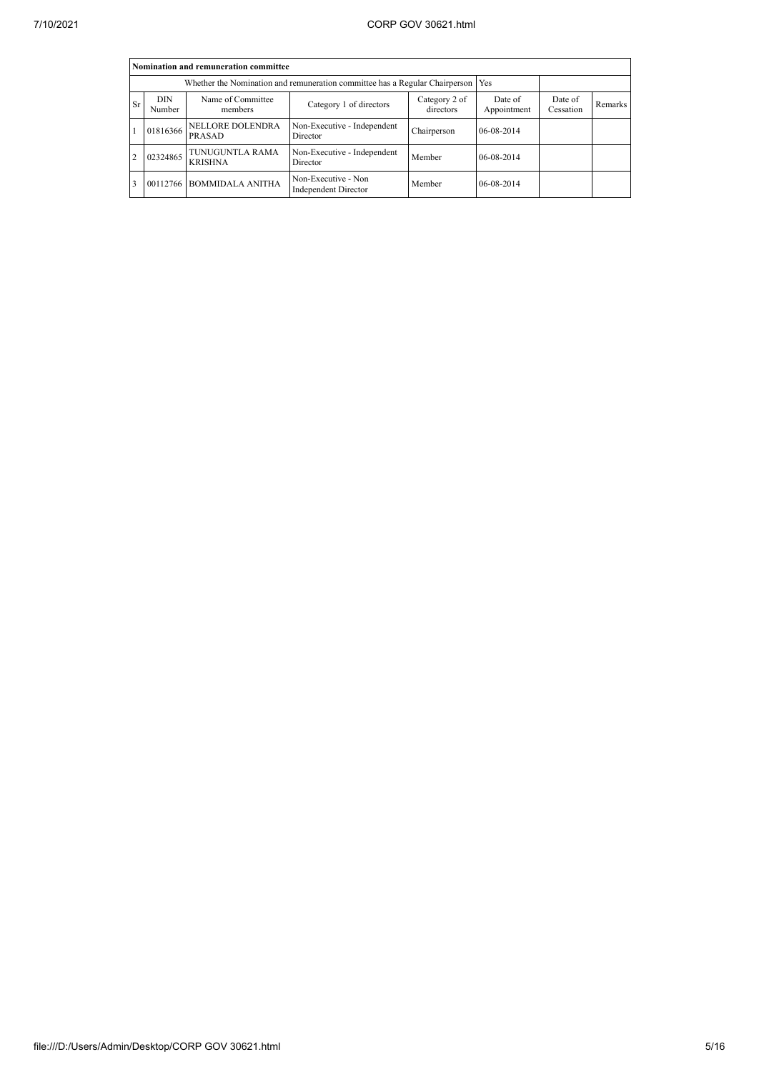| Nomination and remuneration committee | | | | | | | |
|---|---|---|---|---|---|---|---|
| Whether the Nomination and remuneration committee has a Regular Chairperson | | | | | Yes | | |
| Sr | DIN Number | Name of Committee members | Category 1 of directors | Category 2 of directors | Date of Appointment | Date of Cessation | Remarks |
| 1 | 01816366 | NELLORE DOLENDRA PRASAD | Non-Executive - Independent Director | Chairperson | 06-08-2014 | | |
| 2 | 02324865 | TUNUGUNTLA RAMA KRISHNA | Non-Executive - Independent Director | Member | 06-08-2014 | | |
| 3 | 00112766 | BOMMIDALA ANITHA | Non-Executive - Non Independent Director | Member | 06-08-2014 | | |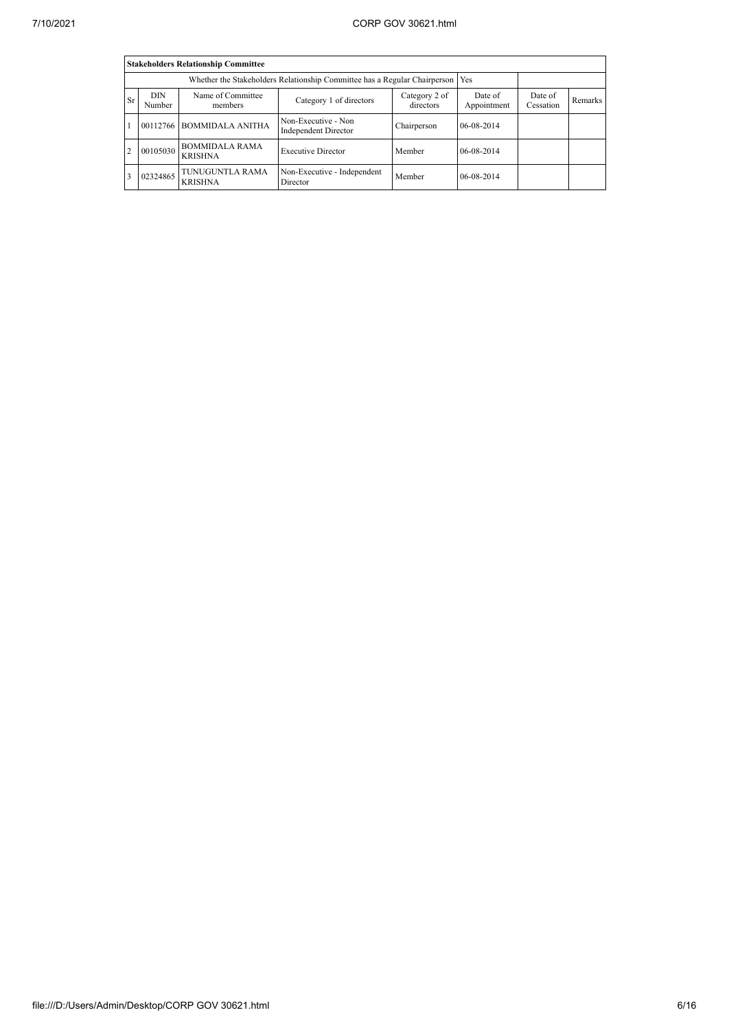| **Stakeholders Relationship Committee** | | | | | | | |
|---|---|---|---|---|---|---|---|
| Whether the Stakeholders Relationship Committee has a Regular Chairperson | | | | | Yes | | |
| Sr | DIN Number | Name of Committee members | Category 1 of directors | Category 2 of directors | Date of Appointment | Date of Cessation | Remarks |
| 1 | 00112766 | BOMMIDALA ANITHA | Non-Executive - Non Independent Director | Chairperson | 06-08-2014 | | |
| 2 | 00105030 | BOMMIDALA RAMA KRISHNA | Executive Director | Member | 06-08-2014 | | |
| 3 | 02324865 | TUNUGUNTLA RAMA KRISHNA | Non-Executive - Independent Director | Member | 06-08-2014 | | |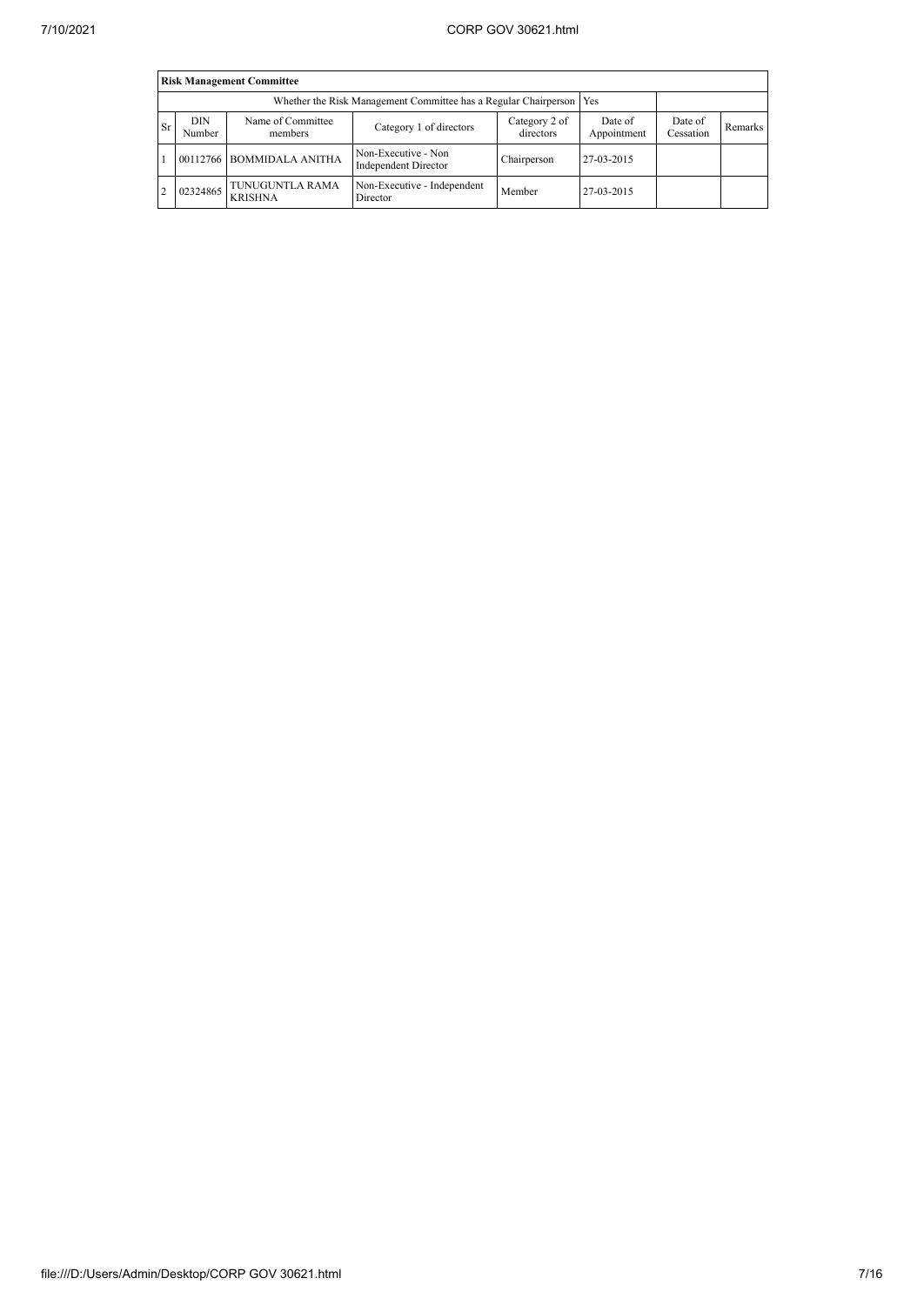| Risk Management Committee | | | | | | | |
|---|---|---|---|---|---|---|---|
| Whether the Risk Management Committee has a Regular Chairperson | | | | | Yes | | |
| Sr | DIN Number | Name of Committee members | Category 1 of directors | Category 2 of directors | Date of Appointment | Date of Cessation | Remarks |
| 1 | 00112766 | BOMMIDALA ANITHA | Non-Executive - Non Independent Director | Chairperson | 27-03-2015 | | |
| 2 | 02324865 | TUNUGUNTLA RAMA KRISHNA | Non-Executive - Independent Director | Member | 27-03-2015 | | |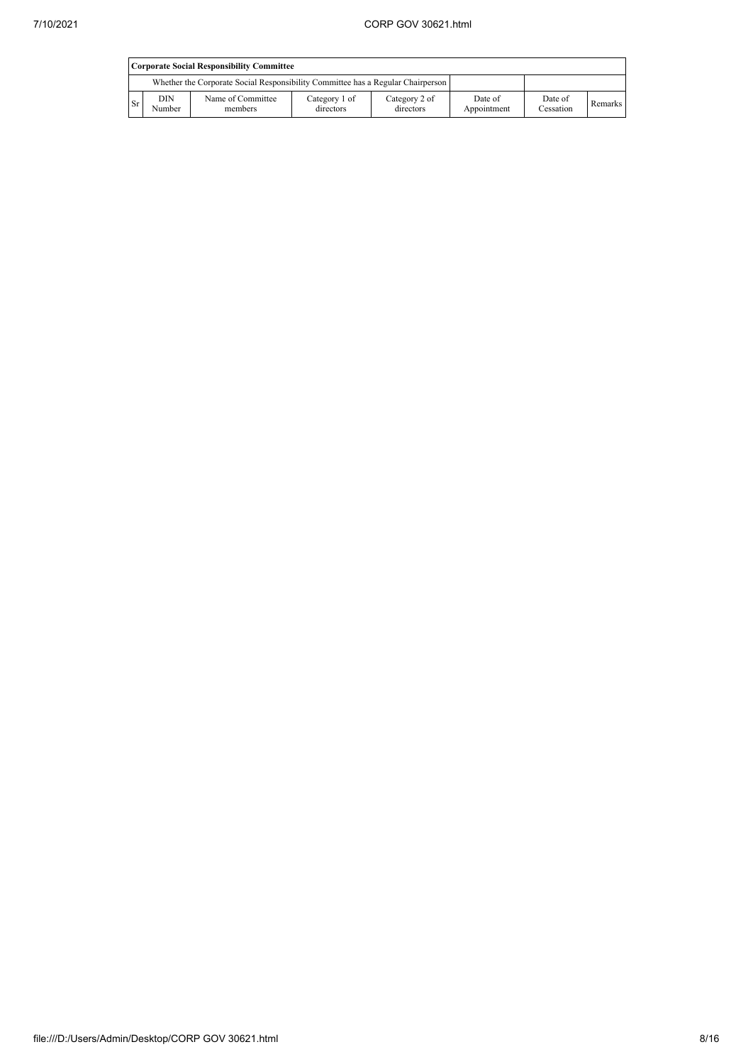| Corporate Social Responsibility Committee | | | | | | | |
|---|---|---|---|---|---|---|---|
| Whether the Corporate Social Responsibility Committee has a Regular Chairperson | | | | | | | |
| Sr | DIN Number | Name of Committee members | Category 1 of directors | Category 2 of directors | Date of Appointment | Date of Cessation | Remarks |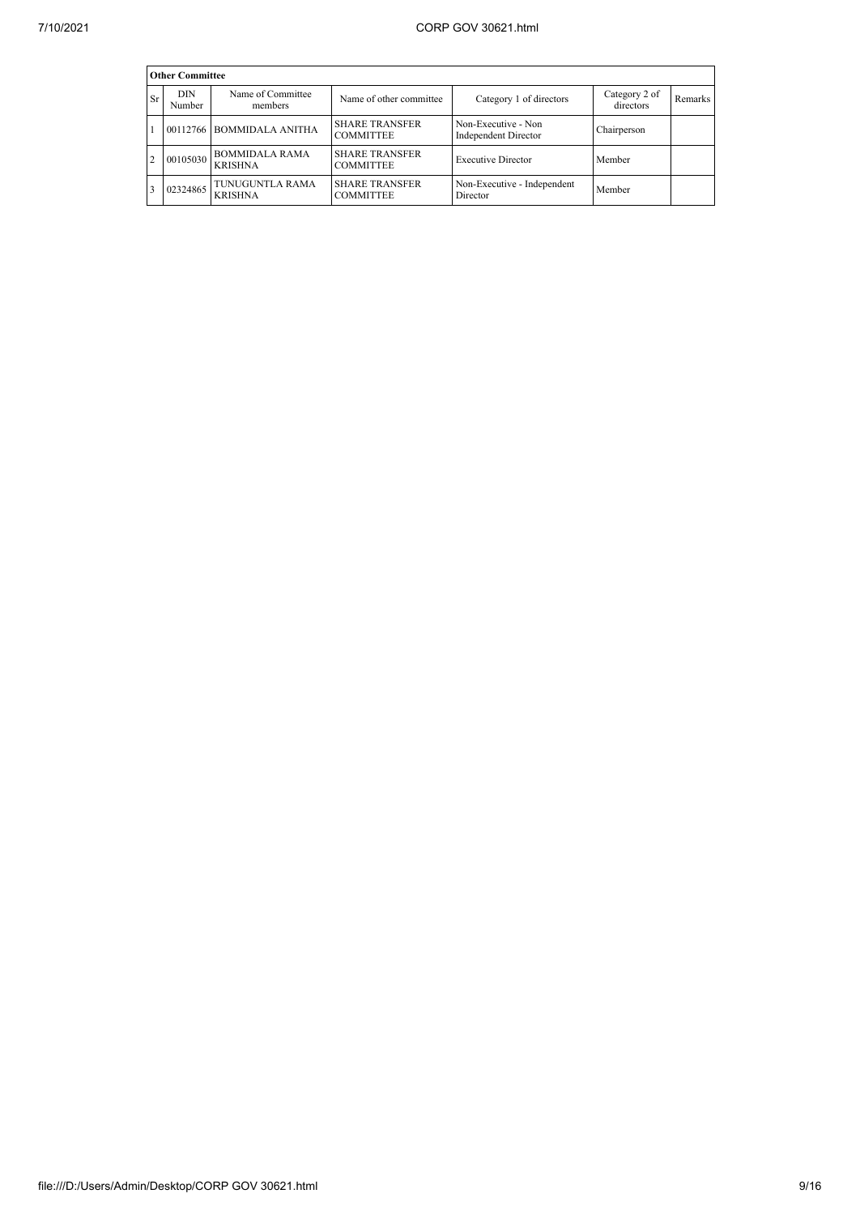| Other Committee | | | | | | |
|---|---|---|---|---|---|---|
| Sr | DIN Number | Name of Committee members | Name of other committee | Category 1 of directors | Category 2 of directors | Remarks |
| 1 | 00112766 | BOMMIDALA ANITHA | SHARE TRANSFER COMMITTEE | Non-Executive - Non Independent Director | Chairperson | |
| 2 | 00105030 | BOMMIDALA RAMA KRISHNA | SHARE TRANSFER COMMITTEE | Executive Director | Member | |
| 3 | 02324865 | TUNUGUNTLA RAMA KRISHNA | SHARE TRANSFER COMMITTEE | Non-Executive - Independent Director | Member | |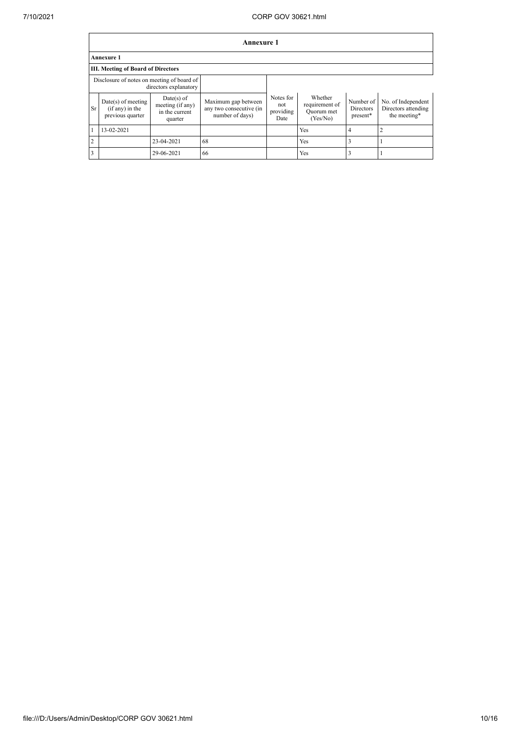**Annexure 1**

**Annexure 1**

**III. Meeting of Board of Directors**

| Disclosure of notes on meeting of board of directors explanatory | | | | | | | |
|---|---|---|---|---|---|---|---|
| Sr | Date(s) of meeting (if any) in the previous quarter | Date(s) of meeting (if any) in the current quarter | Maximum gap between any two consecutive (in number of days) | Notes for not providing Date | Whether requirement of Quorum met (Yes/No) | Number of Directors present* | No. of Independent Directors attending the meeting* |
| 1 | 13-02-2021 | | | | Yes | 4 | 2 |
| 2 | | 23-04-2021 | 68 | | Yes | 3 | 1 |
| 3 | | 29-06-2021 | 66 | | Yes | 3 | 1 |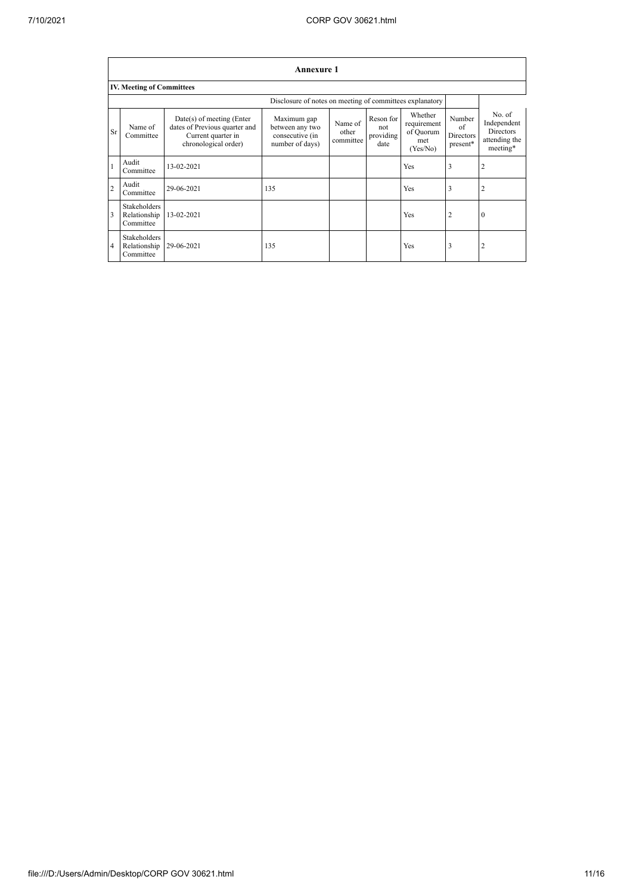## Annexure 1

### IV. Meeting of Committees

| | | | Disclosure of notes on meeting of committees explanatory | | | | | |
|---|---|---|---|---|---|---|---|---|
| Sr | Name of Committee | Date(s) of meeting (Enter dates of Previous quarter and Current quarter in chronological order) | Maximum gap between any two consecutive (in number of days) | Name of other committee | Reson for not providing date | Whether requirement of Quorum met (Yes/No) | Number of Directors present* | No. of Independent Directors attending the meeting* |
| 1 | Audit Committee | 13-02-2021 | | | | Yes | 3 | 2 |
| 2 | Audit Committee | 29-06-2021 | 135 | | | Yes | 3 | 2 |
| 3 | Stakeholders Relationship Committee | 13-02-2021 | | | | Yes | 2 | 0 |
| 4 | Stakeholders Relationship Committee | 29-06-2021 | 135 | | | Yes | 3 | 2 |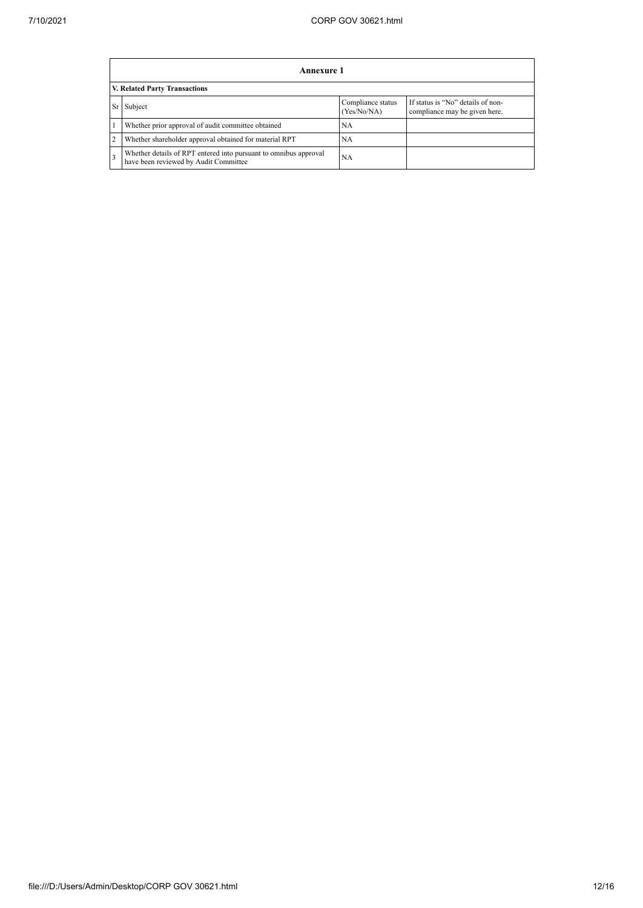| Annexure 1 | | | |
|---|---|---|---|
| **V. Related Party Transactions** | | | |
| Sr | Subject | Compliance status (Yes/No/NA) | If status is "No" details of non-compliance may be given here. |
| 1 | Whether prior approval of audit committee obtained | NA | |
| 2 | Whether shareholder approval obtained for material RPT | NA | |
| 3 | Whether details of RPT entered into pursuant to omnibus approval have been reviewed by Audit Committee | NA | |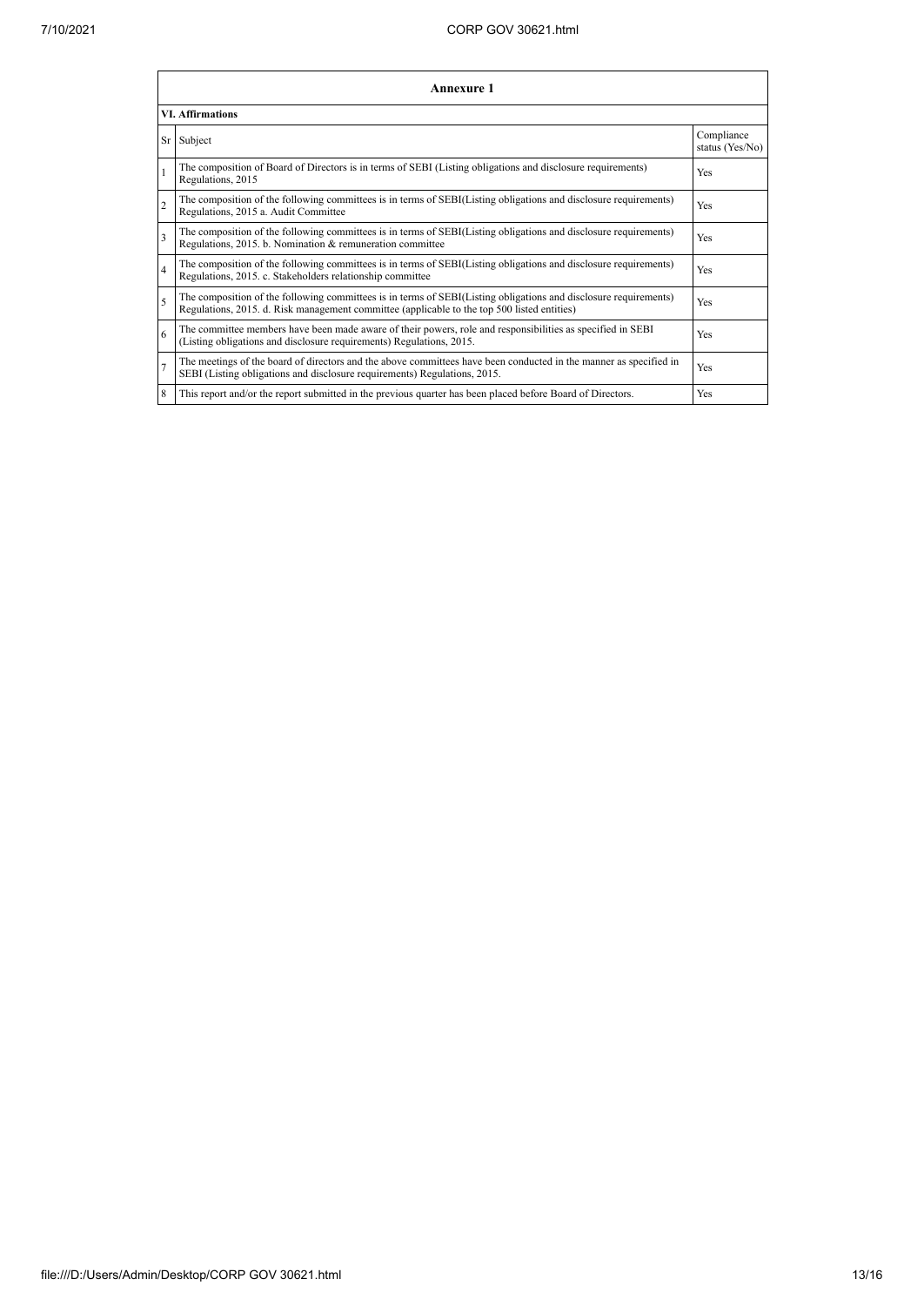| Annexure 1 | | |
|---|---|---|
| **VI. Affirmations** | | |
| Sr | Subject | Compliance status (Yes/No) |
| 1 | The composition of Board of Directors is in terms of SEBI (Listing obligations and disclosure requirements) Regulations, 2015 | Yes |
| 2 | The composition of the following committees is in terms of SEBI(Listing obligations and disclosure requirements) Regulations, 2015 a. Audit Committee | Yes |
| 3 | The composition of the following committees is in terms of SEBI(Listing obligations and disclosure requirements) Regulations, 2015. b. Nomination & remuneration committee | Yes |
| 4 | The composition of the following committees is in terms of SEBI(Listing obligations and disclosure requirements) Regulations, 2015. c. Stakeholders relationship committee | Yes |
| 5 | The composition of the following committees is in terms of SEBI(Listing obligations and disclosure requirements) Regulations, 2015. d. Risk management committee (applicable to the top 500 listed entities) | Yes |
| 6 | The committee members have been made aware of their powers, role and responsibilities as specified in SEBI (Listing obligations and disclosure requirements) Regulations, 2015. | Yes |
| 7 | The meetings of the board of directors and the above committees have been conducted in the manner as specified in SEBI (Listing obligations and disclosure requirements) Regulations, 2015. | Yes |
| 8 | This report and/or the report submitted in the previous quarter has been placed before Board of Directors. | Yes |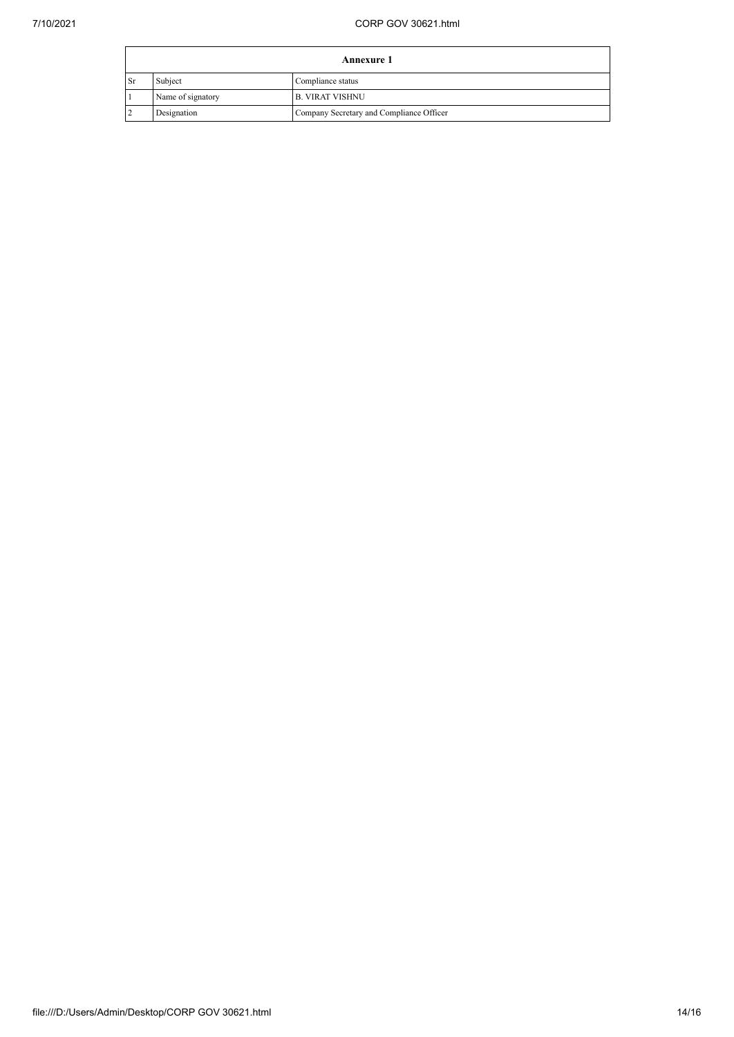| Annexure 1 | | |
|---|---|---|
| Sr | Subject | Compliance status |
| 1 | Name of signatory | B. VIRAT VISHNU |
| 2 | Designation | Company Secretary and Compliance Officer |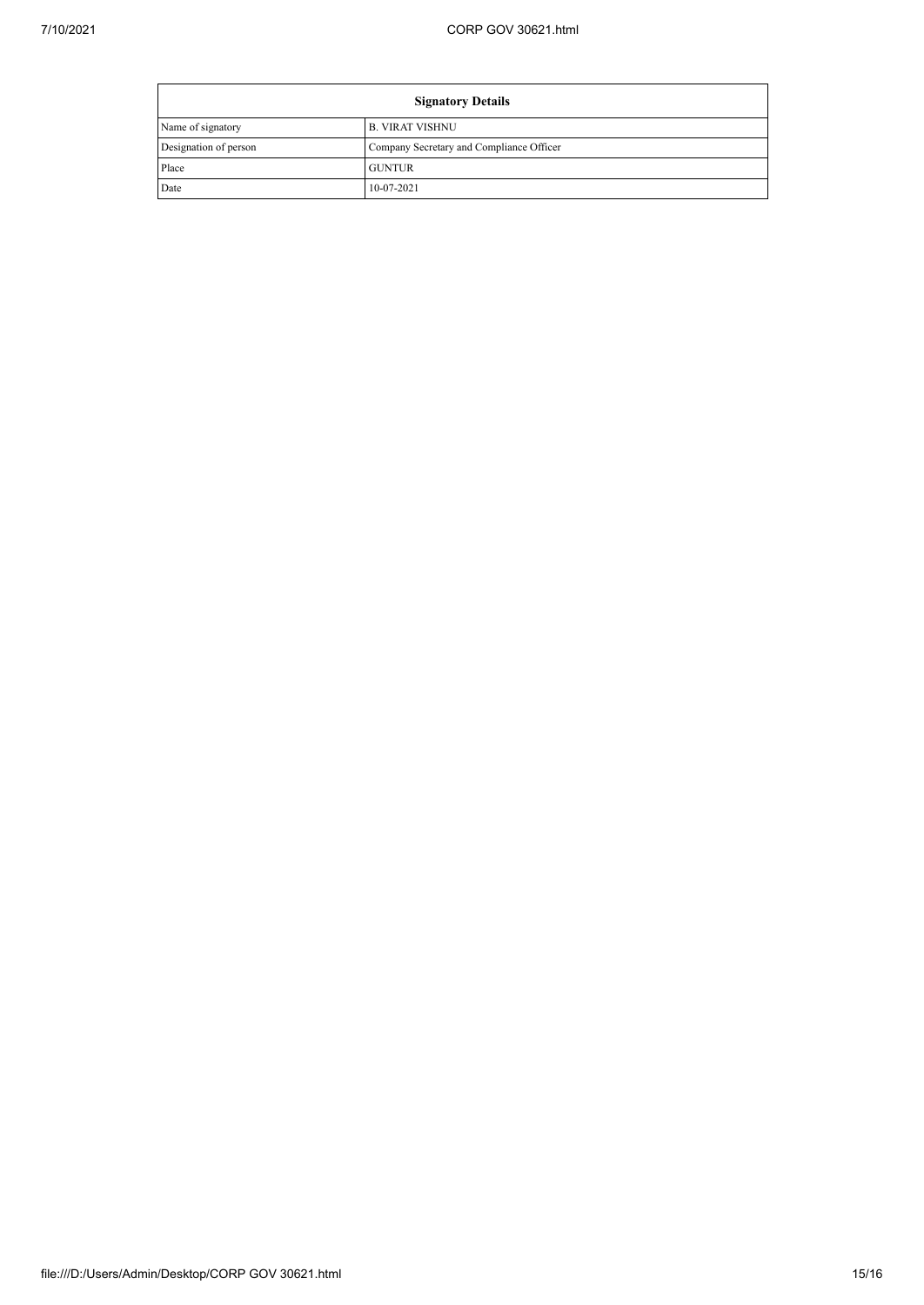| Signatory Details | |
| --- | --- |
| Name of signatory | B. VIRAT VISHNU |
| Designation of person | Company Secretary and Compliance Officer |
| Place | GUNTUR |
| Date | 10-07-2021 |